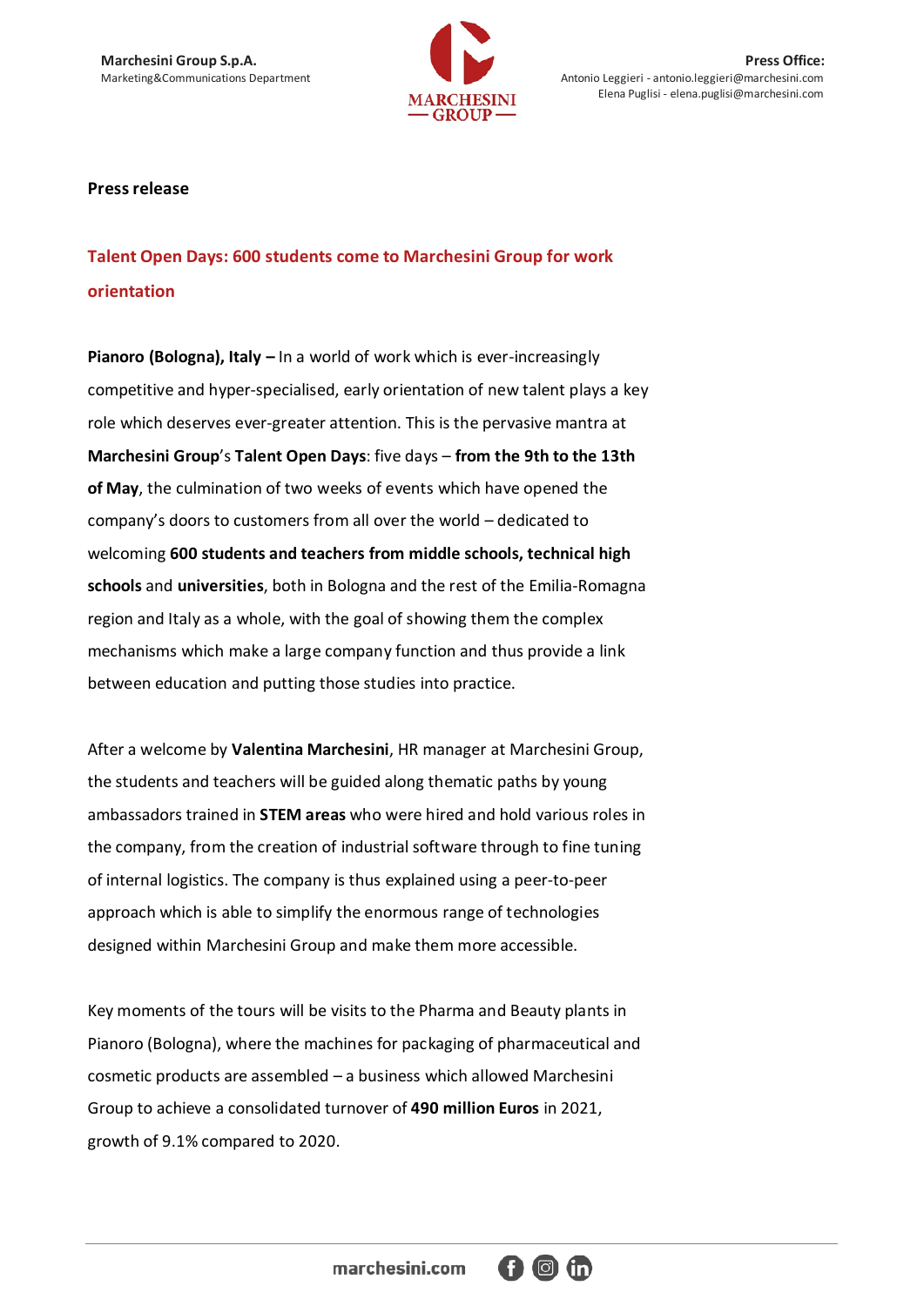**Marchesini Group S.p.A.**
Marketing&Communications Department

**Press Office:**
Antonio Leggieri - antonio.leggieri@marchesini.com
Elena Puglisi - elena.puglisi@marchesini.com

**Press release**

## Talent Open Days: 600 students come to Marchesini Group for work orientation

**Pianoro (Bologna), Italy –** In a world of work which is ever-increasingly competitive and hyper-specialised, early orientation of new talent plays a key role which deserves ever-greater attention. This is the pervasive mantra at **Marchesini Group**'s **Talent Open Days**: five days – **from the 9th to the 13th of May**, the culmination of two weeks of events which have opened the company's doors to customers from all over the world – dedicated to welcoming **600 students and teachers from middle schools, technical high schools** and **universities**, both in Bologna and the rest of the Emilia-Romagna region and Italy as a whole, with the goal of showing them the complex mechanisms which make a large company function and thus provide a link between education and putting those studies into practice.

After a welcome by **Valentina Marchesini**, HR manager at Marchesini Group, the students and teachers will be guided along thematic paths by young ambassadors trained in **STEM areas** who were hired and hold various roles in the company, from the creation of industrial software through to fine tuning of internal logistics. The company is thus explained using a peer-to-peer approach which is able to simplify the enormous range of technologies designed within Marchesini Group and make them more accessible.

Key moments of the tours will be visits to the Pharma and Beauty plants in Pianoro (Bologna), where the machines for packaging of pharmaceutical and cosmetic products are assembled – a business which allowed Marchesini Group to achieve a consolidated turnover of **490 million Euros** in 2021, growth of 9.1% compared to 2020.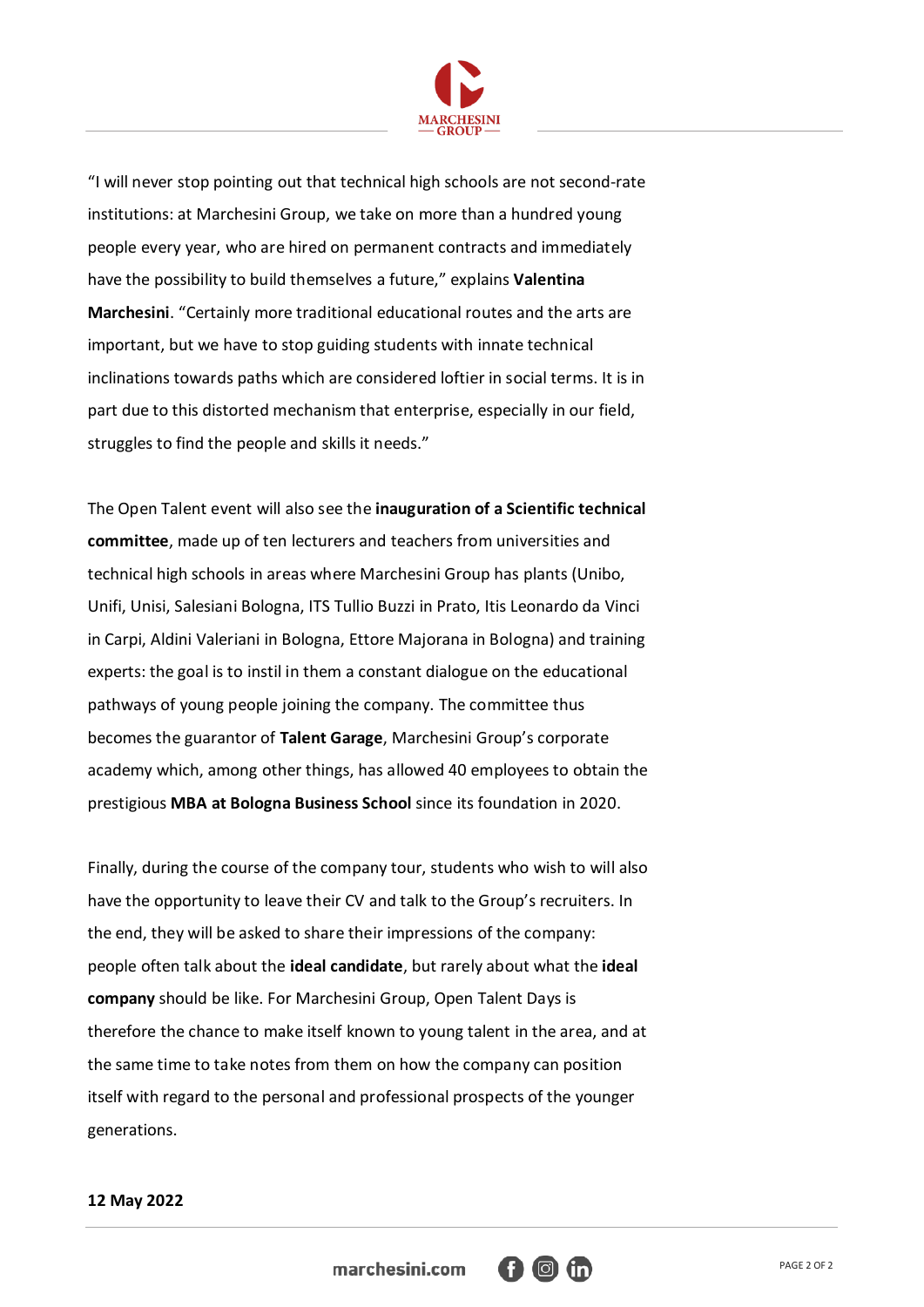"I will never stop pointing out that technical high schools are not second-rate institutions: at Marchesini Group, we take on more than a hundred young people every year, who are hired on permanent contracts and immediately have the possibility to build themselves a future," explains **Valentina Marchesini**. "Certainly more traditional educational routes and the arts are important, but we have to stop guiding students with innate technical inclinations towards paths which are considered loftier in social terms. It is in part due to this distorted mechanism that enterprise, especially in our field, struggles to find the people and skills it needs."

The Open Talent event will also see the **inauguration of a Scientific technical committee**, made up of ten lecturers and teachers from universities and technical high schools in areas where Marchesini Group has plants (Unibo, Unifi, Unisi, Salesiani Bologna, ITS Tullio Buzzi in Prato, Itis Leonardo da Vinci in Carpi, Aldini Valeriani in Bologna, Ettore Majorana in Bologna) and training experts: the goal is to instil in them a constant dialogue on the educational pathways of young people joining the company. The committee thus becomes the guarantor of **Talent Garage**, Marchesini Group's corporate academy which, among other things, has allowed 40 employees to obtain the prestigious **MBA at Bologna Business School** since its foundation in 2020.

Finally, during the course of the company tour, students who wish to will also have the opportunity to leave their CV and talk to the Group's recruiters. In the end, they will be asked to share their impressions of the company: people often talk about the **ideal candidate**, but rarely about what the **ideal company** should be like. For Marchesini Group, Open Talent Days is therefore the chance to make itself known to young talent in the area, and at the same time to take notes from them on how the company can position itself with regard to the personal and professional prospects of the younger generations.

**12 May 2022**